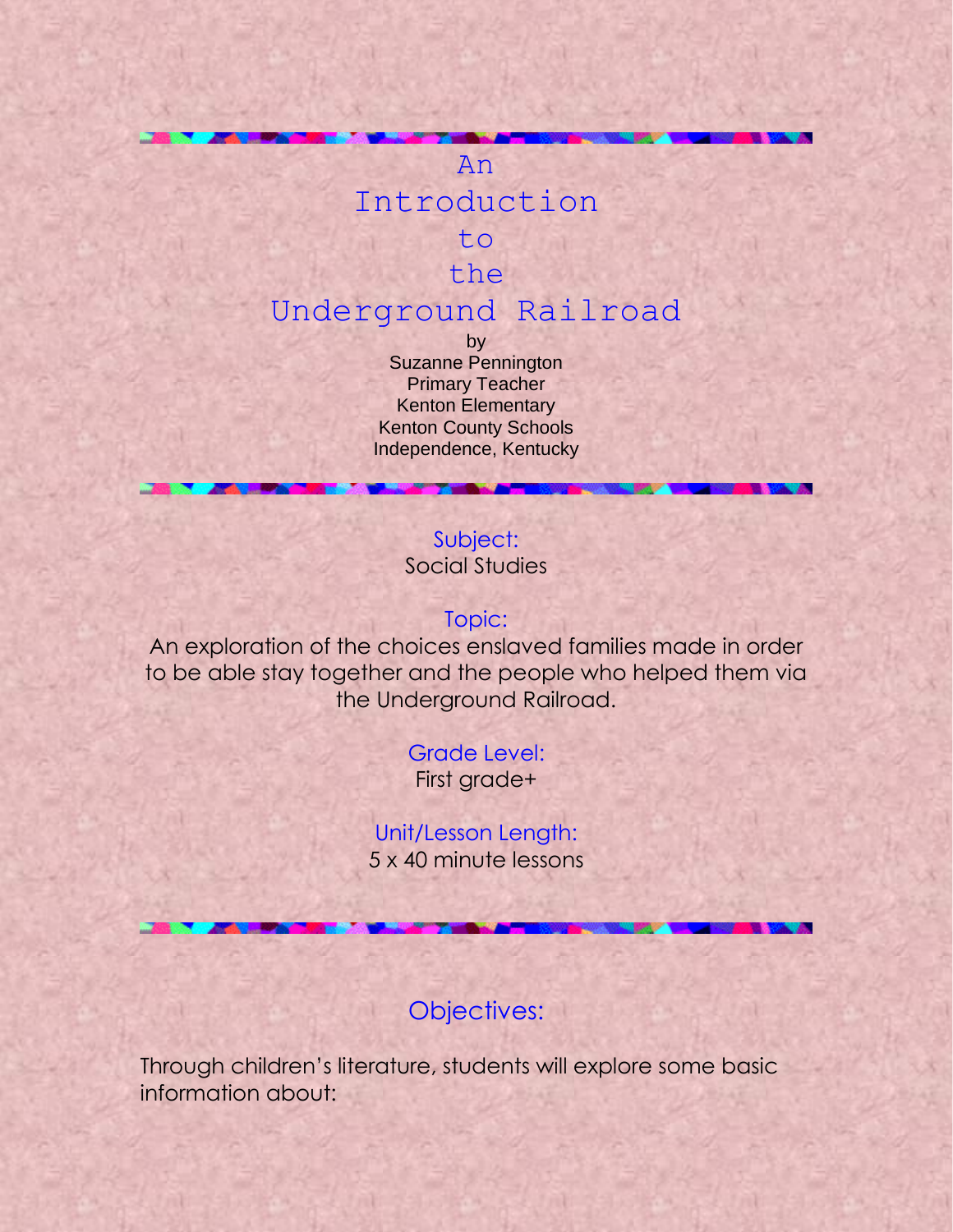# An Introduction to the Underground Railroad

by
Suzanne Pennington
Primary Teacher
Kenton Elementary
Kenton County Schools
Independence, Kentucky

---

Subject:
Social Studies

Topic:
An exploration of the choices enslaved families made in order to be able stay together and the people who helped them via the Underground Railroad.

Grade Level:
First grade+

Unit/Lesson Length:
5 x 40 minute lessons

---

## Objectives:

Through children's literature, students will explore some basic information about: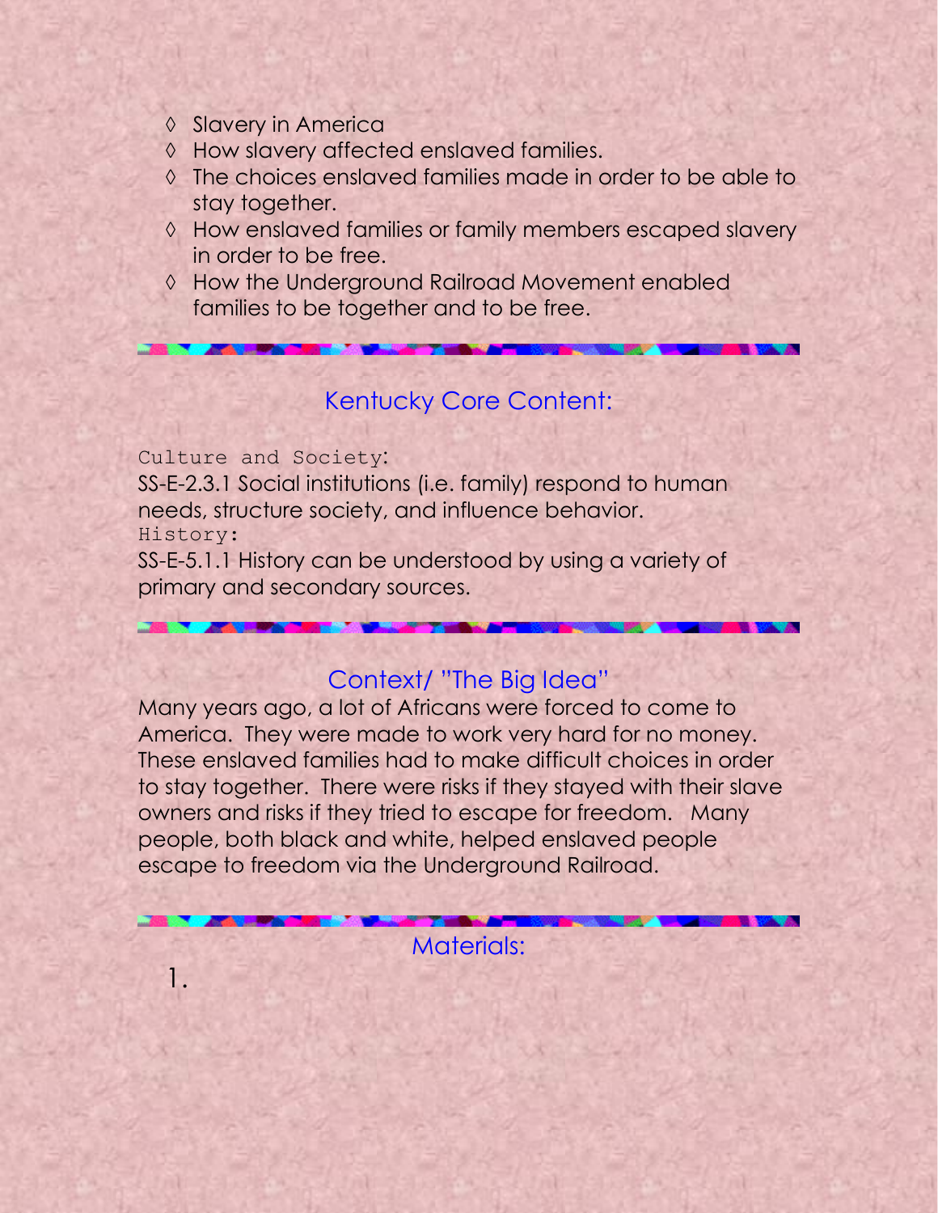- ◊ Slavery in America
- ◊ How slavery affected enslaved families.
- ◊ The choices enslaved families made in order to be able to stay together.
- ◊ How enslaved families or family members escaped slavery in order to be free.
- ◊ How the Underground Railroad Movement enabled families to be together and to be free.

## Kentucky Core Content:

Culture and Society:

SS-E-2.3.1 Social institutions (i.e. family) respond to human needs, structure society, and influence behavior.

History:

SS-E-5.1.1 History can be understood by using a variety of primary and secondary sources.

## Context/ "The Big Idea"

Many years ago, a lot of Africans were forced to come to America. They were made to work very hard for no money. These enslaved families had to make difficult choices in order to stay together. There were risks if they stayed with their slave owners and risks if they tried to escape for freedom. Many people, both black and white, helped enslaved people escape to freedom via the Underground Railroad.

## Materials:

1.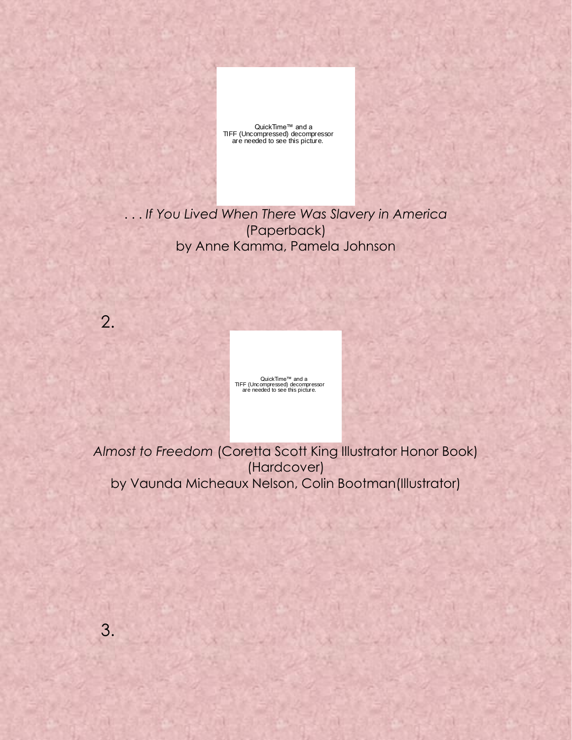QuickTime™ and a TIFF (Uncompressed) decompressor are needed to see this picture.

*. . . If You Lived When There Was Slavery in America*
(Paperback)
by Anne Kamma, Pamela Johnson

2.

QuickTime™ and a TIFF (Uncompressed) decompressor are needed to see this picture.

*Almost to Freedom* (Coretta Scott King Illustrator Honor Book)
(Hardcover)
by Vaunda Micheaux Nelson, Colin Bootman(Illustrator)

3.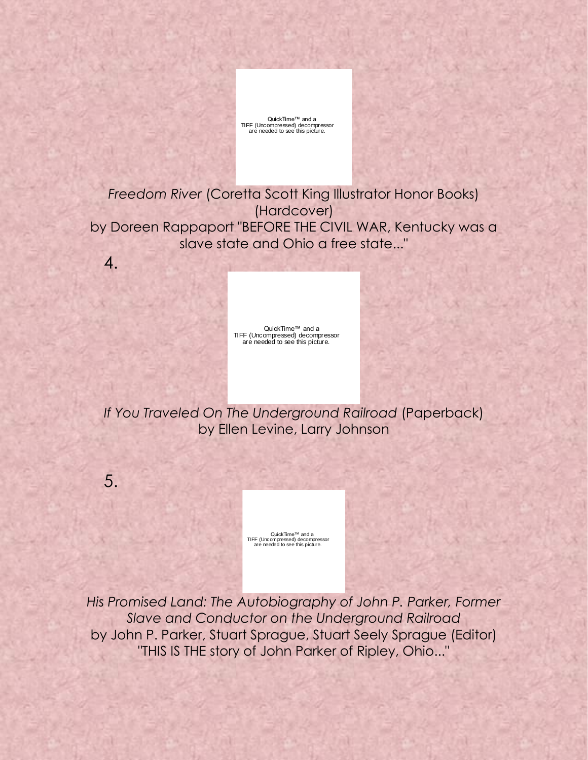QuickTime™ and a TIFF (Uncompressed) decompressor are needed to see this picture.

*Freedom River* (Coretta Scott King Illustrator Honor Books) (Hardcover)
by Doreen Rappaport "BEFORE THE CIVIL WAR, Kentucky was a slave state and Ohio a free state..."

4.

QuickTime™ and a TIFF (Uncompressed) decompressor are needed to see this picture.

*If You Traveled On The Underground Railroad* (Paperback)
by Ellen Levine, Larry Johnson

5.

QuickTime™ and a TIFF (Uncompressed) decompressor are needed to see this picture.

*His Promised Land: The Autobiography of John P. Parker, Former Slave and Conductor on the Underground Railroad*
by John P. Parker, Stuart Sprague, Stuart Seely Sprague (Editor)
"THIS IS THE story of John Parker of Ripley, Ohio..."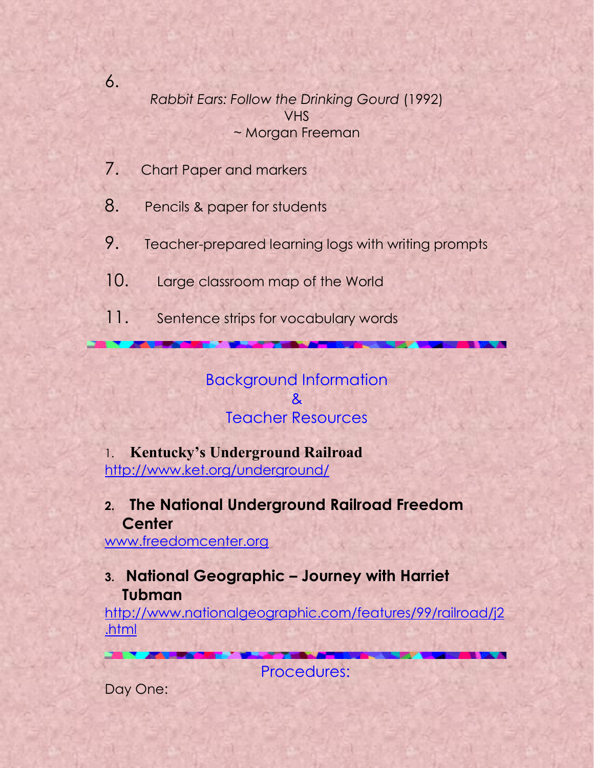6. *Rabbit Ears: Follow the Drinking Gourd* (1992)
   VHS
   ~ Morgan Freeman

7. Chart Paper and markers

8. Pencils & paper for students

9. Teacher-prepared learning logs with writing prompts

10. Large classroom map of the World

11. Sentence strips for vocabulary words

---

## Background Information & Teacher Resources

1. **Kentucky's Underground Railroad**
   http://www.ket.org/underground/

2. **The National Underground Railroad Freedom Center**
   www.freedomcenter.org

3. **National Geographic – Journey with Harriet Tubman**
   http://www.nationalgeographic.com/features/99/railroad/j2.html

---

## Procedures:

Day One: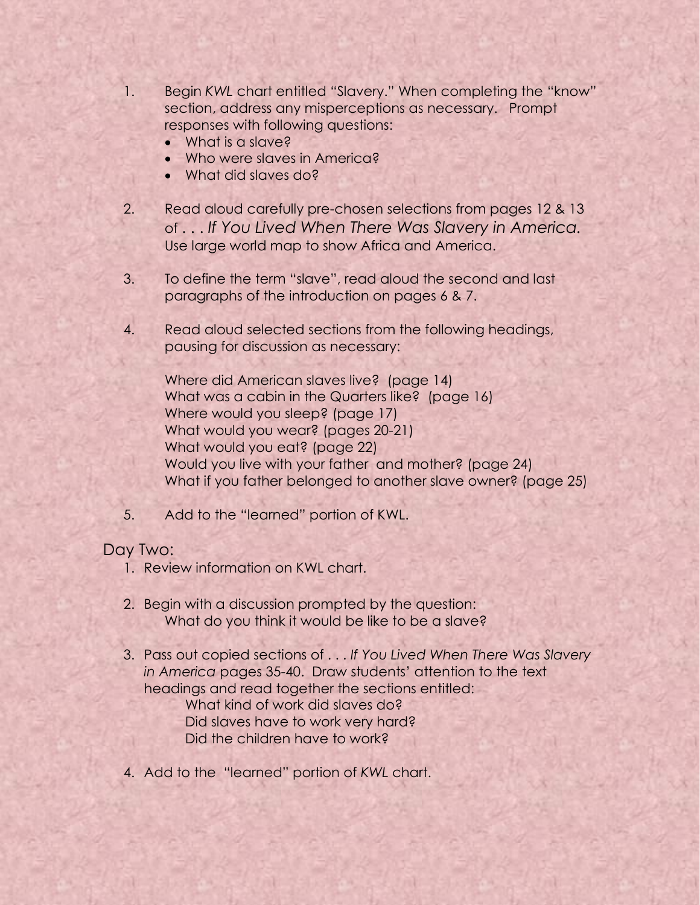1. Begin *KWL* chart entitled "Slavery." When completing the "know" section, address any misperceptions as necessary. Prompt responses with following questions:
   - What is a slave?
   - Who were slaves in America?
   - What did slaves do?

2. Read aloud carefully pre-chosen selections from pages 12 & 13 of *. . . If You Lived When There Was Slavery in America.* Use large world map to show Africa and America.

3. To define the term "slave", read aloud the second and last paragraphs of the introduction on pages 6 & 7.

4. Read aloud selected sections from the following headings, pausing for discussion as necessary:

   Where did American slaves live? (page 14)
   What was a cabin in the Quarters like? (page 16)
   Where would you sleep? (page 17)
   What would you wear? (pages 20-21)
   What would you eat? (page 22)
   Would you live with your father and mother? (page 24)
   What if you father belonged to another slave owner? (page 25)

5. Add to the "learned" portion of KWL.

## Day Two:

1. Review information on KWL chart.

2. Begin with a discussion prompted by the question:
   What do you think it would be like to be a slave?

3. Pass out copied sections of . . . *If You Lived When There Was Slavery in America* pages 35-40. Draw students' attention to the text headings and read together the sections entitled:
   What kind of work did slaves do?
   Did slaves have to work very hard?
   Did the children have to work?

4. Add to the "learned" portion of *KWL* chart.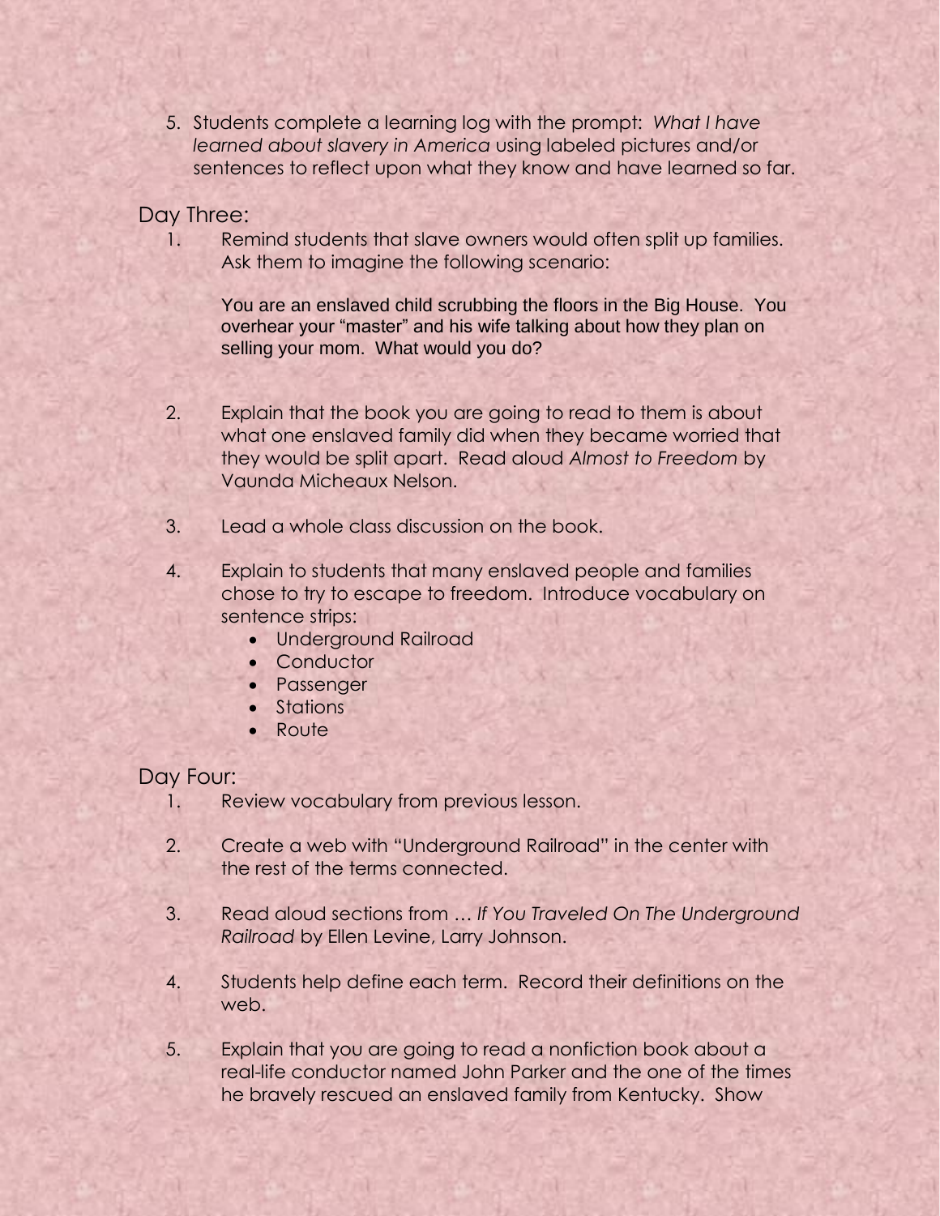5. Students complete a learning log with the prompt: *What I have learned about slavery in America* using labeled pictures and/or sentences to reflect upon what they know and have learned so far.

## Day Three:

1. Remind students that slave owners would often split up families. Ask them to imagine the following scenario:

   You are an enslaved child scrubbing the floors in the Big House. You overhear your "master" and his wife talking about how they plan on selling your mom. What would you do?

2. Explain that the book you are going to read to them is about what one enslaved family did when they became worried that they would be split apart. Read aloud *Almost to Freedom* by Vaunda Micheaux Nelson.

3. Lead a whole class discussion on the book.

4. Explain to students that many enslaved people and families chose to try to escape to freedom. Introduce vocabulary on sentence strips:
   - Underground Railroad
   - Conductor
   - Passenger
   - Stations
   - Route

## Day Four:

1. Review vocabulary from previous lesson.

2. Create a web with "Underground Railroad" in the center with the rest of the terms connected.

3. Read aloud sections from … *If You Traveled On The Underground Railroad* by Ellen Levine, Larry Johnson.

4. Students help define each term. Record their definitions on the web.

5. Explain that you are going to read a nonfiction book about a real-life conductor named John Parker and the one of the times he bravely rescued an enslaved family from Kentucky. Show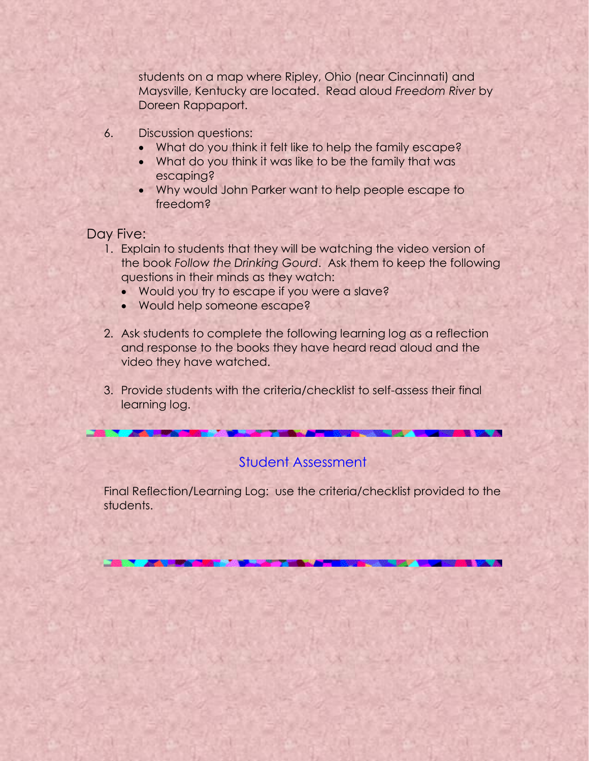students on a map where Ripley, Ohio (near Cincinnati) and Maysville, Kentucky are located. Read aloud *Freedom River* by Doreen Rappaport.

6. Discussion questions:
   - What do you think it felt like to help the family escape?
   - What do you think it was like to be the family that was escaping?
   - Why would John Parker want to help people escape to freedom?

## Day Five:

1. Explain to students that they will be watching the video version of the book *Follow the Drinking Gourd*. Ask them to keep the following questions in their minds as they watch:
   - Would you try to escape if you were a slave?
   - Would help someone escape?

2. Ask students to complete the following learning log as a reflection and response to the books they have heard read aloud and the video they have watched.

3. Provide students with the criteria/checklist to self-assess their final learning log.

---

## Student Assessment

Final Reflection/Learning Log: use the criteria/checklist provided to the students.

---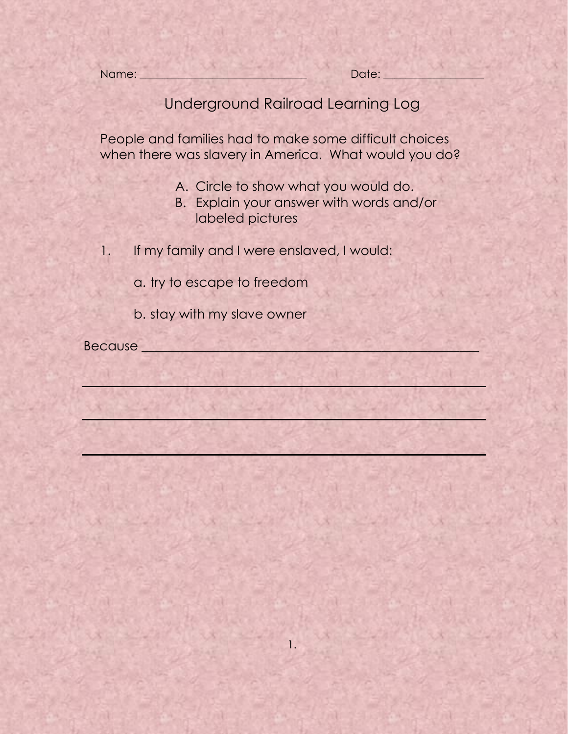Name: ____________________________ Date: ________________

# Underground Railroad Learning Log

People and families had to make some difficult choices when there was slavery in America. What would you do?

A. Circle to show what you would do.
B. Explain your answer with words and/or labeled pictures

1. If my family and I were enslaved, I would:

   a. try to escape to freedom

   b. stay with my slave owner

Because ________________________________________________

________________________________________________________

________________________________________________________

________________________________________________________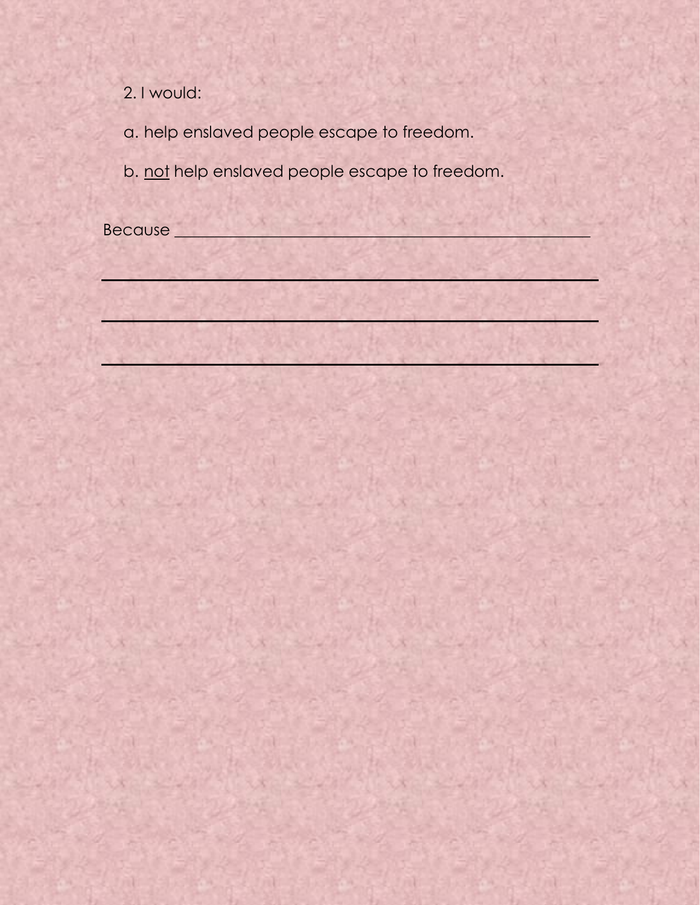2. I would:

a. help enslaved people escape to freedom.

b. <u>not</u> help enslaved people escape to freedom.

Because ______________________________________________________

______________________________________________________

______________________________________________________

______________________________________________________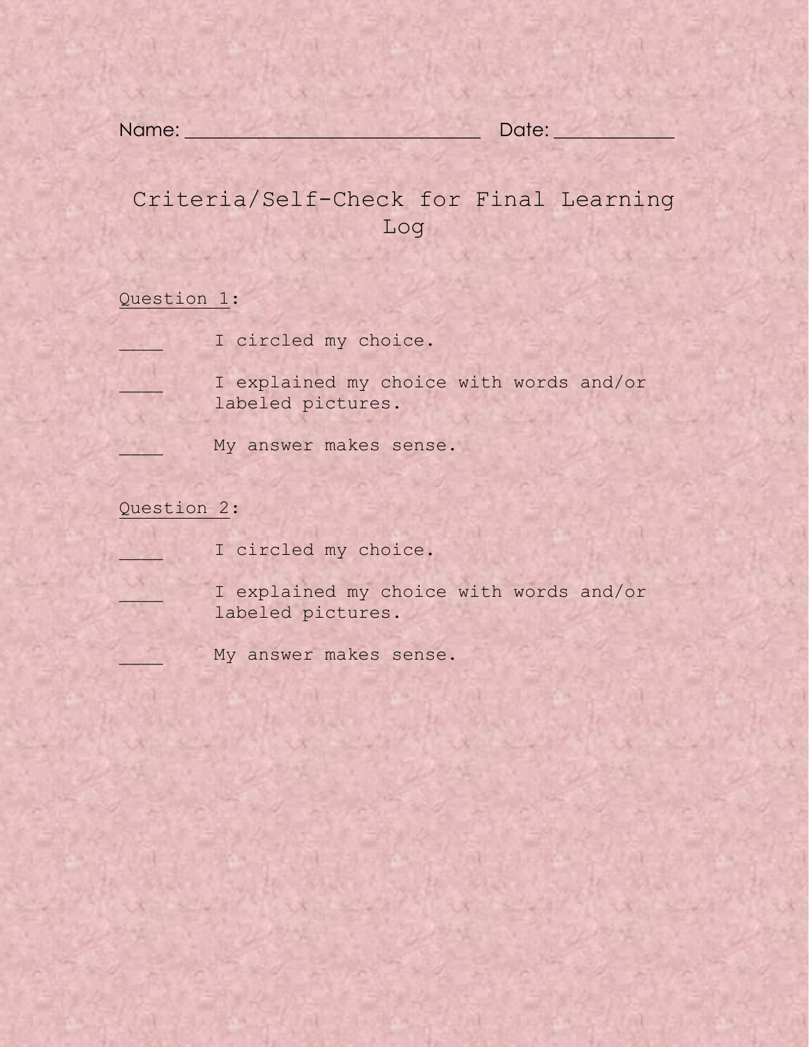Name: ____________________________ Date: ___________

# Criteria/Self-Check for Final Learning Log

Question 1:

____ I circled my choice.

____ I explained my choice with words and/or labeled pictures.

____ My answer makes sense.

Question 2:

____ I circled my choice.

____ I explained my choice with words and/or labeled pictures.

____ My answer makes sense.